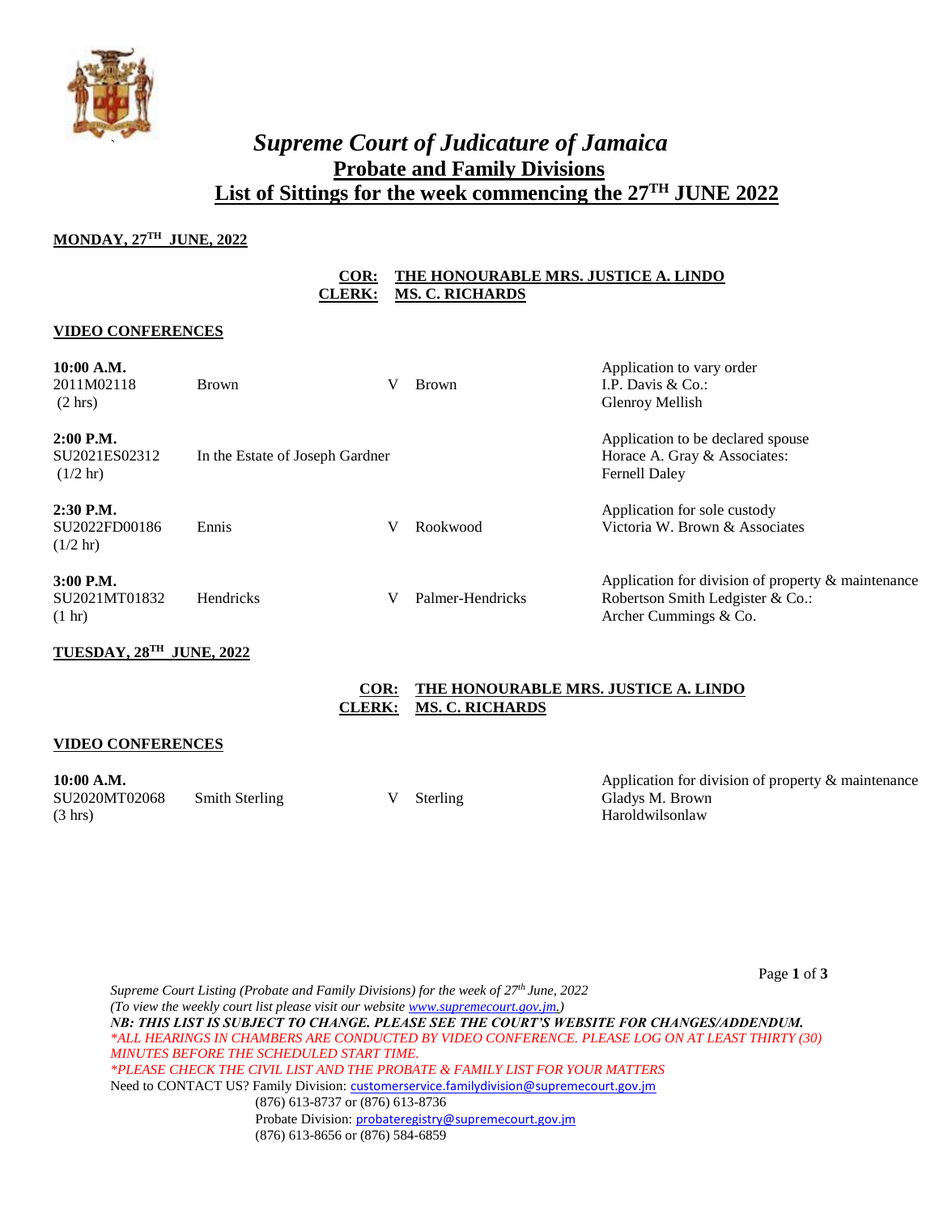# *Supreme Court of Judicature of Jamaica*

## Probate and Family Divisions

## List of Sittings for the week commencing the 27TH JUNE 2022

**MONDAY, 27TH JUNE, 2022**

**COR: THE HONOURABLE MRS. JUSTICE A. LINDO**
**CLERK: MS. C. RICHARDS**

**VIDEO CONFERENCES**

| Time / Claim No. | Claimant | | Defendant | Matter / Attorneys |
|---|---|---|---|---|
| **10:00 A.M.** 2011M02118 (2 hrs) | Brown | V | Brown | Application to vary order; I.P. Davis & Co.: Glenroy Mellish |
| **2:00 P.M.** SU2021ES02312 (1/2 hr) | In the Estate of Joseph Gardner | | | Application to be declared spouse; Horace A. Gray & Associates: Fernell Daley |
| **2:30 P.M.** SU2022FD00186 (1/2 hr) | Ennis | V | Rookwood | Application for sole custody; Victoria W. Brown & Associates |
| **3:00 P.M.** SU2021MT01832 (1 hr) | Hendricks | V | Palmer-Hendricks | Application for division of property & maintenance; Robertson Smith Ledgister & Co.: Archer Cummings & Co. |

**TUESDAY, 28TH JUNE, 2022**

**COR: THE HONOURABLE MRS. JUSTICE A. LINDO**
**CLERK: MS. C. RICHARDS**

**VIDEO CONFERENCES**

| Time / Claim No. | Claimant | | Defendant | Matter / Attorneys |
|---|---|---|---|---|
| **10:00 A.M.** SU2020MT02068 (3 hrs) | Smith Sterling | V | Sterling | Application for division of property & maintenance; Gladys M. Brown; Haroldwilsonlaw |

*Supreme Court Listing (Probate and Family Divisions) for the week of 27th June, 2022*
*(To view the weekly court list please visit our website www.supremecourt.gov.jm.)*
***NB: THIS LIST IS SUBJECT TO CHANGE. PLEASE SEE THE COURT'S WEBSITE FOR CHANGES/ADDENDUM.***
**ALL HEARINGS IN CHAMBERS ARE CONDUCTED BY VIDEO CONFERENCE. PLEASE LOG ON AT LEAST THIRTY (30) MINUTES BEFORE THE SCHEDULED START TIME.*
**PLEASE CHECK THE CIVIL LIST AND THE PROBATE & FAMILY LIST FOR YOUR MATTERS*
Need to CONTACT US? Family Division: customerservice.familydivision@supremecourt.gov.jm
(876) 613-8737 or (876) 613-8736
Probate Division: probateregistry@supremecourt.gov.jm
(876) 613-8656 or (876) 584-6859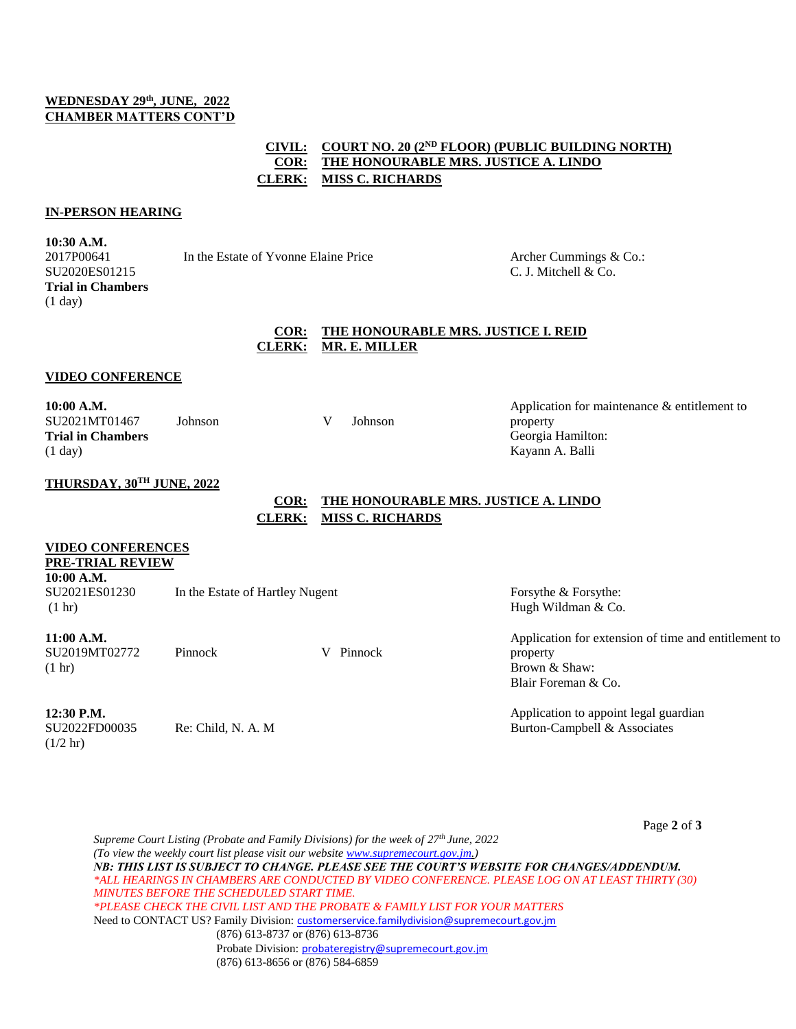**WEDNESDAY 29th, JUNE, 2022**
**CHAMBER MATTERS CONT'D**

**CIVIL: COURT NO. 20 (2ND FLOOR) (PUBLIC BUILDING NORTH)**
**COR: THE HONOURABLE MRS. JUSTICE A. LINDO**
**CLERK: MISS C. RICHARDS**

**IN-PERSON HEARING**

**10:30 A.M.**
2017P00641 — In the Estate of Yvonne Elaine Price — Archer Cummings & Co.: C. J. Mitchell & Co.
SU2020ES01215
**Trial in Chambers**
(1 day)

**COR: THE HONOURABLE MRS. JUSTICE I. REID**
**CLERK: MR. E. MILLER**

**VIDEO CONFERENCE**

**10:00 A.M.**
SU2021MT01467 — Johnson V Johnson — Application for maintenance & entitlement to property
**Trial in Chambers** — Georgia Hamilton: Kayann A. Balli
(1 day)

**THURSDAY, 30TH JUNE, 2022**

**COR: THE HONOURABLE MRS. JUSTICE A. LINDO**
**CLERK: MISS C. RICHARDS**

**VIDEO CONFERENCES**
**PRE-TRIAL REVIEW**

**10:00 A.M.**
SU2021ES01230 — In the Estate of Hartley Nugent — Forsythe & Forsythe: Hugh Wildman & Co.
(1 hr)

**11:00 A.M.**
SU2019MT02772 — Pinnock V Pinnock — Application for extension of time and entitlement to property
(1 hr) — Brown & Shaw: Blair Foreman & Co.

**12:30 P.M.**
SU2022FD00035 — Re: Child, N. A. M — Application to appoint legal guardian
(1/2 hr) — Burton-Campbell & Associates

*Supreme Court Listing (Probate and Family Divisions) for the week of 27th June, 2022*
*(To view the weekly court list please visit our website www.supremecourt.gov.jm.)*
***NB: THIS LIST IS SUBJECT TO CHANGE. PLEASE SEE THE COURT'S WEBSITE FOR CHANGES/ADDENDUM.***
**ALL HEARINGS IN CHAMBERS ARE CONDUCTED BY VIDEO CONFERENCE. PLEASE LOG ON AT LEAST THIRTY (30) MINUTES BEFORE THE SCHEDULED START TIME.*
**PLEASE CHECK THE CIVIL LIST AND THE PROBATE & FAMILY LIST FOR YOUR MATTERS*
Need to CONTACT US? Family Division: customerservice.familydivision@supremecourt.gov.jm
(876) 613-8737 or (876) 613-8736
Probate Division: probateregistry@supremecourt.gov.jm
(876) 613-8656 or (876) 584-6859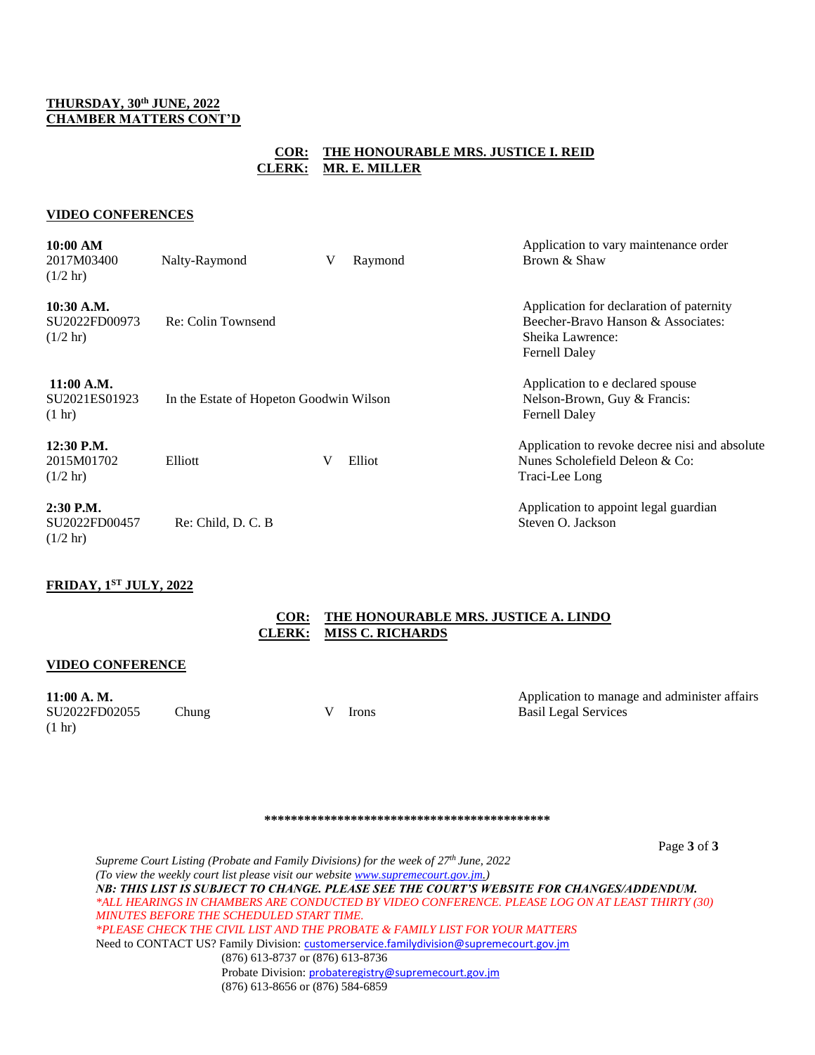**THURSDAY, 30th JUNE, 2022**
**CHAMBER MATTERS CONT'D**

**COR: THE HONOURABLE MRS. JUSTICE I. REID**
**CLERK: MR. E. MILLER**

**VIDEO CONFERENCES**

| | | | | |
|---|---|---|---|---|
| **10:00 AM** 2017M03400 (1/2 hr) | Nalty-Raymond | V | Raymond | Application to vary maintenance order Brown & Shaw |
| **10:30 A.M.** SU2022FD00973 (1/2 hr) | Re: Colin Townsend | | | Application for declaration of paternity Beecher-Bravo Hanson & Associates: Sheika Lawrence: Fernell Daley |
| **11:00 A.M.** SU2021ES01923 (1 hr) | In the Estate of Hopeton Goodwin Wilson | | | Application to e declared spouse Nelson-Brown, Guy & Francis: Fernell Daley |
| **12:30 P.M.** 2015M01702 (1/2 hr) | Elliott | V | Elliot | Application to revoke decree nisi and absolute Nunes Scholefield Deleon & Co: Traci-Lee Long |
| **2:30 P.M.** SU2022FD00457 (1/2 hr) | Re: Child, D. C. B | | | Application to appoint legal guardian Steven O. Jackson |

**FRIDAY, 1ST JULY, 2022**

**COR: THE HONOURABLE MRS. JUSTICE A. LINDO**
**CLERK: MISS C. RICHARDS**

**VIDEO CONFERENCE**

| | | | | |
|---|---|---|---|---|
| **11:00 A. M.** SU2022FD02055 (1 hr) | Chung | V | Irons | Application to manage and administer affairs Basil Legal Services |

*******************************************

*Supreme Court Listing (Probate and Family Divisions) for the week of 27th June, 2022*
*(To view the weekly court list please visit our website www.supremecourt.gov.jm.)*
***NB: THIS LIST IS SUBJECT TO CHANGE. PLEASE SEE THE COURT'S WEBSITE FOR CHANGES/ADDENDUM.***
**ALL HEARINGS IN CHAMBERS ARE CONDUCTED BY VIDEO CONFERENCE. PLEASE LOG ON AT LEAST THIRTY (30) MINUTES BEFORE THE SCHEDULED START TIME.*
**PLEASE CHECK THE CIVIL LIST AND THE PROBATE & FAMILY LIST FOR YOUR MATTERS*
Need to CONTACT US? Family Division: customerservice.familydivision@supremecourt.gov.jm
(876) 613-8737 or (876) 613-8736
Probate Division: probateregistry@supremecourt.gov.jm
(876) 613-8656 or (876) 584-6859